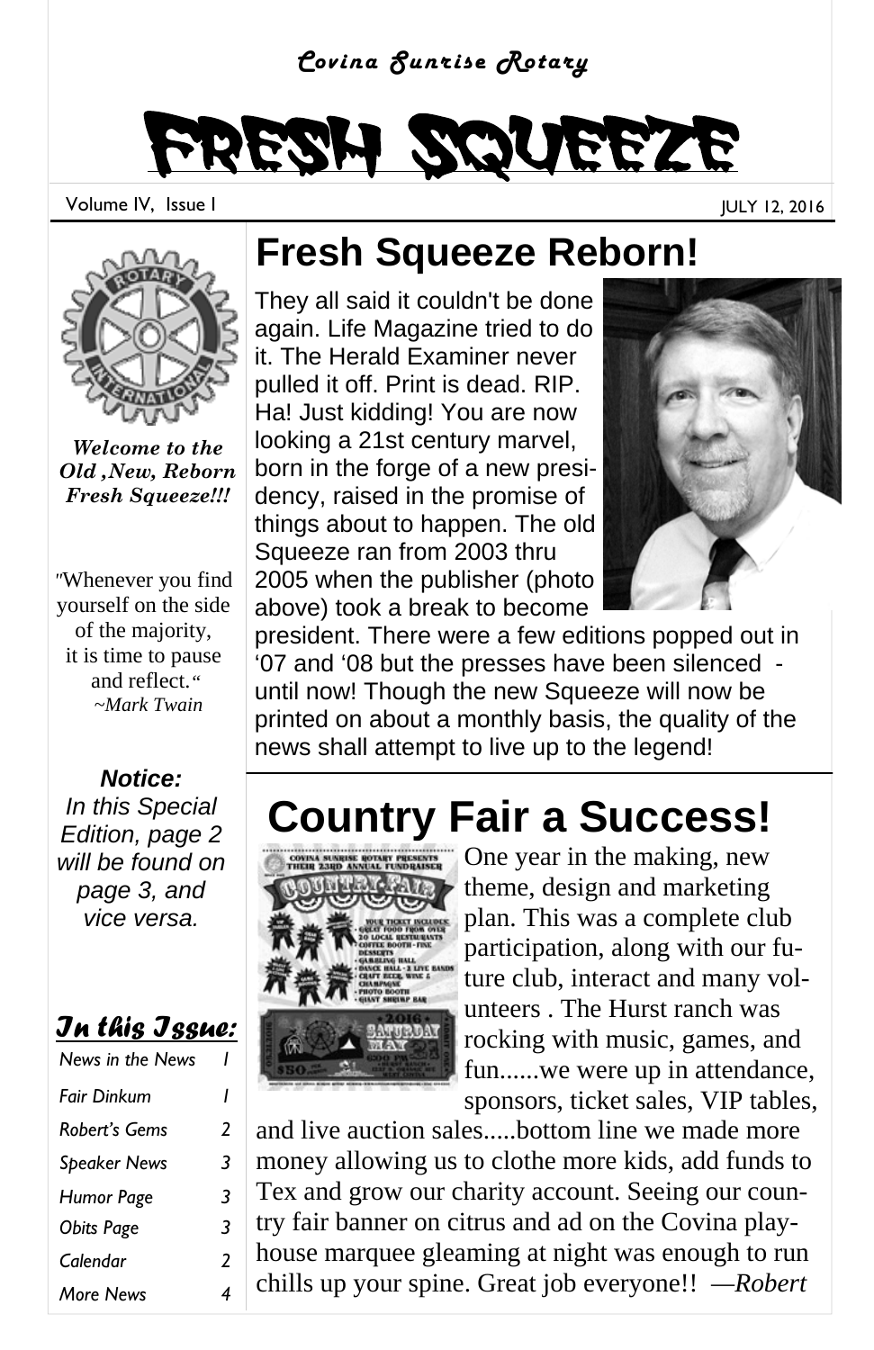*Covina Sunrise Rotary*

# FRESH SQUEEZE

Volume IV, Issue I — JULY 12, 2016

*Welcome to the Old ,New, Reborn Fresh Squeeze!!!*

"Whenever you find yourself on the side of the majority, it is time to pause and reflect."
*~Mark Twain*

***Notice:***
*In this Special Edition, page 2 will be found on page 3, and vice versa.*

***In this Issue:***

| | |
|---|---|
| *News in the News* | *1* |
| *Fair Dinkum* | *1* |
| *Robert's Gems* | *2* |
| *Speaker News* | *3* |
| *Humor Page* | *3* |
| *Obits Page* | *3* |
| *Calendar* | *2* |
| *More News* | *4* |

## Fresh Squeeze Reborn!

They all said it couldn't be done again. Life Magazine tried to do it. The Herald Examiner never pulled it off. Print is dead. RIP. Ha! Just kidding! You are now looking a 21st century marvel, born in the forge of a new presidency, raised in the promise of things about to happen. The old Squeeze ran from 2003 thru 2005 when the publisher (photo above) took a break to become president. There were a few editions popped out in '07 and '08 but the presses have been silenced - until now! Though the new Squeeze will now be printed on about a monthly basis, the quality of the news shall attempt to live up to the legend!

## Country Fair a Success!

One year in the making, new theme, design and marketing plan. This was a complete club participation, along with our future club, interact and many volunteers . The Hurst ranch was rocking with music, games, and fun......we were up in attendance, sponsors, ticket sales, VIP tables, and live auction sales.....bottom line we made more money allowing us to clothe more kids, add funds to Tex and grow our charity account. Seeing our country fair banner on citrus and ad on the Covina playhouse marquee gleaming at night was enough to run chills up your spine. Great job everyone!! —*Robert*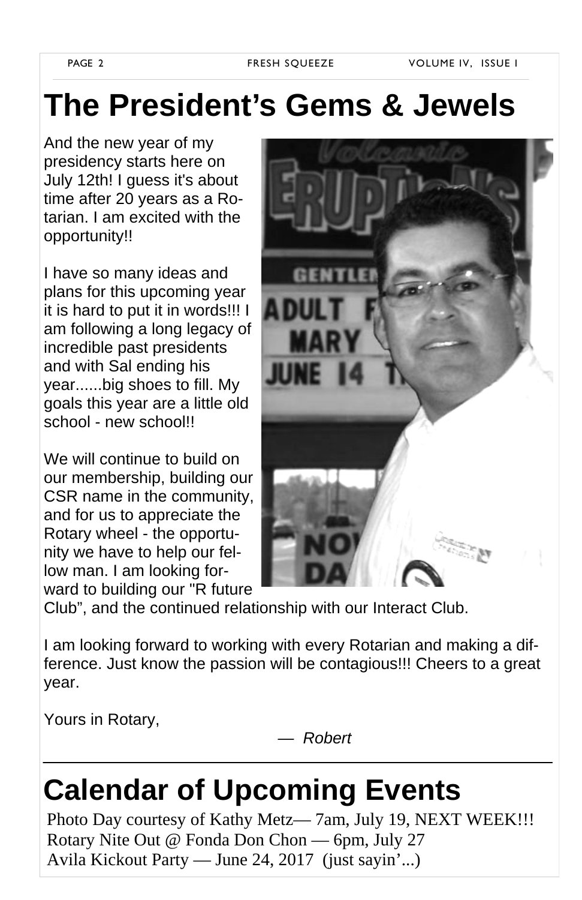# The President's Gems & Jewels

And the new year of my presidency starts here on July 12th! I guess it's about time after 20 years as a Rotarian. I am excited with the opportunity!!

I have so many ideas and plans for this upcoming year it is hard to put it in words!!! I am following a long legacy of incredible past presidents and with Sal ending his year......big shoes to fill. My goals this year are a little old school - new school!!

We will continue to build on our membership, building our CSR name in the community, and for us to appreciate the Rotary wheel - the opportunity we have to help our fellow man. I am looking forward to building our "R future Club", and the continued relationship with our Interact Club.

I am looking forward to working with every Rotarian and making a difference. Just know the passion will be contagious!!! Cheers to a great year.

Yours in Rotary,

— *Robert*

# Calendar of Upcoming Events

Photo Day courtesy of Kathy Metz— 7am, July 19, NEXT WEEK!!!
Rotary Nite Out @ Fonda Don Chon — 6pm, July 27
Avila Kickout Party — June 24, 2017 (just sayin'...)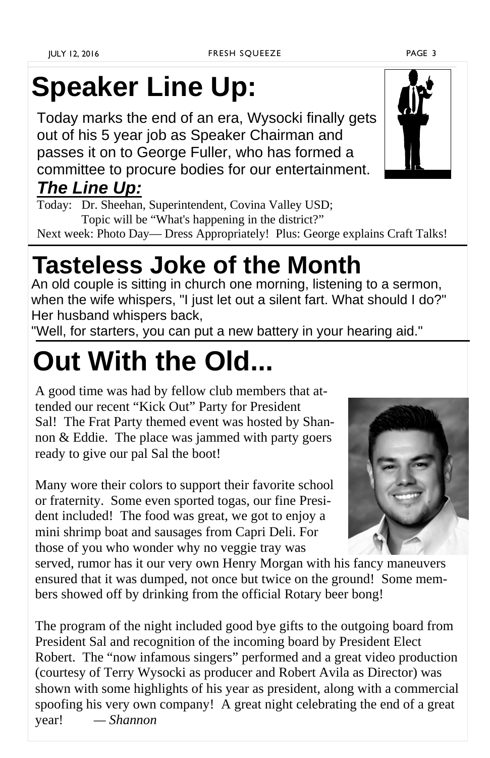# Speaker Line Up:

Today marks the end of an era, Wysocki finally gets out of his 5 year job as Speaker Chairman and passes it on to George Fuller, who has formed a committee to procure bodies for our entertainment.

***The Line Up:***

Today: Dr. Sheehan, Superintendent, Covina Valley USD; Topic will be "What's happening in the district?"

Next week: Photo Day— Dress Appropriately! Plus: George explains Craft Talks!

# Tasteless Joke of the Month

An old couple is sitting in church one morning, listening to a sermon, when the wife whispers, "I just let out a silent fart. What should I do?" Her husband whispers back,

"Well, for starters, you can put a new battery in your hearing aid."

# Out With the Old...

A good time was had by fellow club members that attended our recent "Kick Out" Party for President Sal! The Frat Party themed event was hosted by Shannon & Eddie. The place was jammed with party goers ready to give our pal Sal the boot!

Many wore their colors to support their favorite school or fraternity. Some even sported togas, our fine President included! The food was great, we got to enjoy a mini shrimp boat and sausages from Capri Deli. For those of you who wonder why no veggie tray was served, rumor has it our very own Henry Morgan with his fancy maneuvers ensured that it was dumped, not once but twice on the ground! Some members showed off by drinking from the official Rotary beer bong!

The program of the night included good bye gifts to the outgoing board from President Sal and recognition of the incoming board by President Elect Robert. The "now infamous singers" performed and a great video production (courtesy of Terry Wysocki as producer and Robert Avila as Director) was shown with some highlights of his year as president, along with a commercial spoofing his very own company! A great night celebrating the end of a great year! — *Shannon*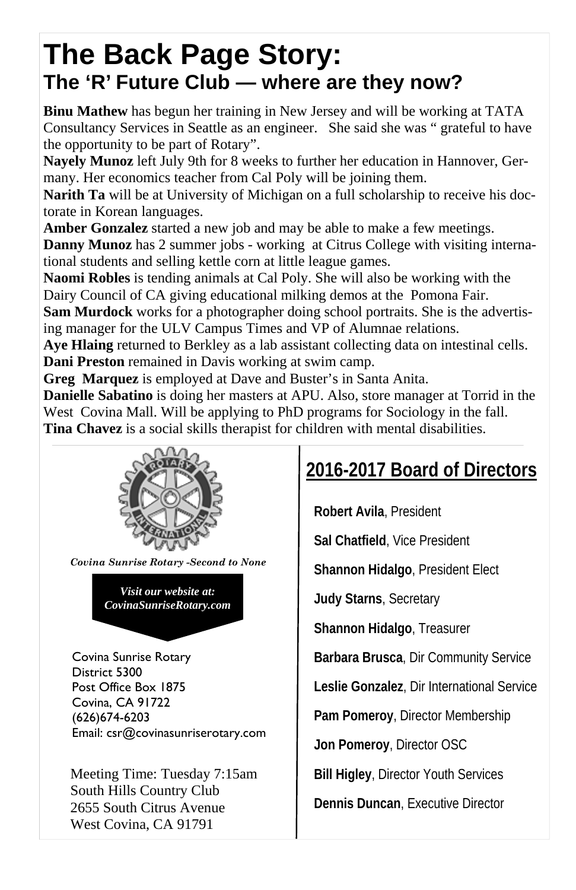# The Back Page Story:

## The 'R' Future Club — where are they now?

**Binu Mathew** has begun her training in New Jersey and will be working at TATA Consultancy Services in Seattle as an engineer. She said she was " grateful to have the opportunity to be part of Rotary".

**Nayely Munoz** left July 9th for 8 weeks to further her education in Hannover, Germany. Her economics teacher from Cal Poly will be joining them.

**Narith Ta** will be at University of Michigan on a full scholarship to receive his doctorate in Korean languages.

**Amber Gonzalez** started a new job and may be able to make a few meetings.

**Danny Munoz** has 2 summer jobs - working at Citrus College with visiting international students and selling kettle corn at little league games.

**Naomi Robles** is tending animals at Cal Poly. She will also be working with the Dairy Council of CA giving educational milking demos at the Pomona Fair.

**Sam Murdock** works for a photographer doing school portraits. She is the advertising manager for the ULV Campus Times and VP of Alumnae relations.

**Aye Hlaing** returned to Berkley as a lab assistant collecting data on intestinal cells.

**Dani Preston** remained in Davis working at swim camp.

**Greg Marquez** is employed at Dave and Buster's in Santa Anita.

**Danielle Sabatino** is doing her masters at APU. Also, store manager at Torrid in the West Covina Mall. Will be applying to PhD programs for Sociology in the fall.

**Tina Chavez** is a social skills therapist for children with mental disabilities.

*Covina Sunrise Rotary -Second to None*

***Visit our website at: CovinaSunriseRotary.com***

Covina Sunrise Rotary
District 5300
Post Office Box 1875
Covina, CA 91722
(626)674-6203
Email: csr@covinasunriserotary.com

Meeting Time: Tuesday 7:15am
South Hills Country Club
2655 South Citrus Avenue
West Covina, CA 91791

## 2016-2017 Board of Directors

**Robert Avila**, President

**Sal Chatfield**, Vice President

**Shannon Hidalgo**, President Elect

**Judy Starns**, Secretary

**Shannon Hidalgo**, Treasurer

**Barbara Brusca**, Dir Community Service

**Leslie Gonzalez**, Dir International Service

**Pam Pomeroy**, Director Membership

**Jon Pomeroy**, Director OSC

**Bill Higley**, Director Youth Services

**Dennis Duncan**, Executive Director